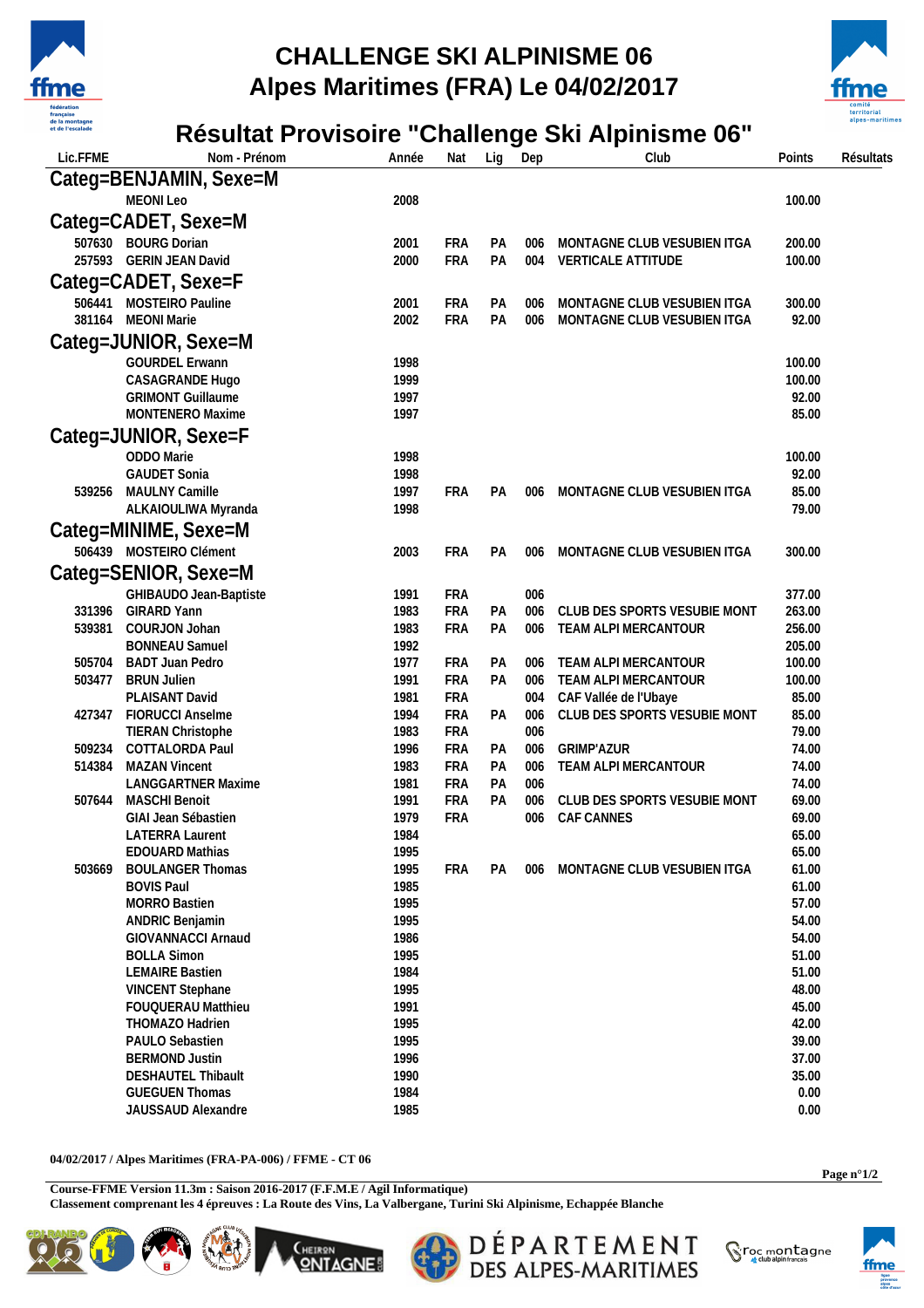# CHALLENGE SKI ALPINISME 06
# Alpes Maritimes (FRA) Le 04/02/2017

## Résultat Provisoire "Challenge Ski Alpinisme 06"

| Lic.FFME | Nom - Prénom | Année | Nat | Lig | Dep | Club | Points | Résultats |
|---|---|---|---|---|---|---|---|---|
| **Categ=BENJAMIN, Sexe=M** | | | | | | | | |
| | MEONI Leo | 2008 | | | | | 100.00 | |
| **Categ=CADET, Sexe=M** | | | | | | | | |
| 507630 | BOURG Dorian | 2001 | FRA | PA | 006 | MONTAGNE CLUB VESUBIEN ITGA | 200.00 | |
| 257593 | GERIN JEAN David | 2000 | FRA | PA | 004 | VERTICALE ATTITUDE | 100.00 | |
| **Categ=CADET, Sexe=F** | | | | | | | | |
| 506441 | MOSTEIRO Pauline | 2001 | FRA | PA | 006 | MONTAGNE CLUB VESUBIEN ITGA | 300.00 | |
| 381164 | MEONI Marie | 2002 | FRA | PA | 006 | MONTAGNE CLUB VESUBIEN ITGA | 92.00 | |
| **Categ=JUNIOR, Sexe=M** | | | | | | | | |
| | GOURDEL Erwann | 1998 | | | | | 100.00 | |
| | CASAGRANDE Hugo | 1999 | | | | | 100.00 | |
| | GRIMONT Guillaume | 1997 | | | | | 92.00 | |
| | MONTENERO Maxime | 1997 | | | | | 85.00 | |
| **Categ=JUNIOR, Sexe=F** | | | | | | | | |
| | ODDO Marie | 1998 | | | | | 100.00 | |
| | GAUDET Sonia | 1998 | | | | | 92.00 | |
| 539256 | MAULNY Camille | 1997 | FRA | PA | 006 | MONTAGNE CLUB VESUBIEN ITGA | 85.00 | |
| | ALKAIOULIWA Myranda | 1998 | | | | | 79.00 | |
| **Categ=MINIME, Sexe=M** | | | | | | | | |
| 506439 | MOSTEIRO Clément | 2003 | FRA | PA | 006 | MONTAGNE CLUB VESUBIEN ITGA | 300.00 | |
| **Categ=SENIOR, Sexe=M** | | | | | | | | |
| | GHIBAUDO Jean-Baptiste | 1991 | FRA | | 006 | | 377.00 | |
| 331396 | GIRARD Yann | 1983 | FRA | PA | 006 | CLUB DES SPORTS VESUBIE MONT | 263.00 | |
| 539381 | COURJON Johan | 1983 | FRA | PA | 006 | TEAM ALPI MERCANTOUR | 256.00 | |
| | BONNEAU Samuel | 1992 | | | | | 205.00 | |
| 505704 | BADT Juan Pedro | 1977 | FRA | PA | 006 | TEAM ALPI MERCANTOUR | 100.00 | |
| 503477 | BRUN Julien | 1991 | FRA | PA | 006 | TEAM ALPI MERCANTOUR | 100.00 | |
| | PLAISANT David | 1981 | FRA | | 004 | CAF Vallée de l'Ubaye | 85.00 | |
| 427347 | FIORUCCI Anselme | 1994 | FRA | PA | 006 | CLUB DES SPORTS VESUBIE MONT | 85.00 | |
| | TIERAN Christophe | 1983 | FRA | | 006 | | 79.00 | |
| 509234 | COTTALORDA Paul | 1996 | FRA | PA | 006 | GRIMP'AZUR | 74.00 | |
| 514384 | MAZAN Vincent | 1983 | FRA | PA | 006 | TEAM ALPI MERCANTOUR | 74.00 | |
| | LANGGARTNER Maxime | 1981 | FRA | PA | 006 | | 74.00 | |
| 507644 | MASCHI Benoit | 1991 | FRA | PA | 006 | CLUB DES SPORTS VESUBIE MONT | 69.00 | |
| | GIAI Jean Sébastien | 1979 | FRA | | 006 | CAF CANNES | 69.00 | |
| | LATERRA Laurent | 1984 | | | | | 65.00 | |
| | EDOUARD Mathias | 1995 | | | | | 65.00 | |
| 503669 | BOULANGER Thomas | 1995 | FRA | PA | 006 | MONTAGNE CLUB VESUBIEN ITGA | 61.00 | |
| | BOVIS Paul | 1985 | | | | | 61.00 | |
| | MORRO Bastien | 1995 | | | | | 57.00 | |
| | ANDRIC Benjamin | 1995 | | | | | 54.00 | |
| | GIOVANNACCI Arnaud | 1986 | | | | | 54.00 | |
| | BOLLA Simon | 1995 | | | | | 51.00 | |
| | LEMAIRE Bastien | 1984 | | | | | 51.00 | |
| | VINCENT Stephane | 1995 | | | | | 48.00 | |
| | FOUQUERAU Matthieu | 1991 | | | | | 45.00 | |
| | THOMAZO Hadrien | 1995 | | | | | 42.00 | |
| | PAULO Sebastien | 1995 | | | | | 39.00 | |
| | BERMOND Justin | 1996 | | | | | 37.00 | |
| | DESHAUTEL Thibault | 1990 | | | | | 35.00 | |
| | GUEGUEN Thomas | 1984 | | | | | 0.00 | |
| | JAUSSAUD Alexandre | 1985 | | | | | 0.00 | |

**04/02/2017 / Alpes Maritimes (FRA-PA-006) / FFME - CT 06**

**Course-FFME Version 11.3m : Saison 2016-2017 (F.F.M.E / Agil Informatique)**
**Classement comprenant les 4 épreuves : La Route des Vins, La Valbergane, Turini Ski Alpinisme, Echappée Blanche**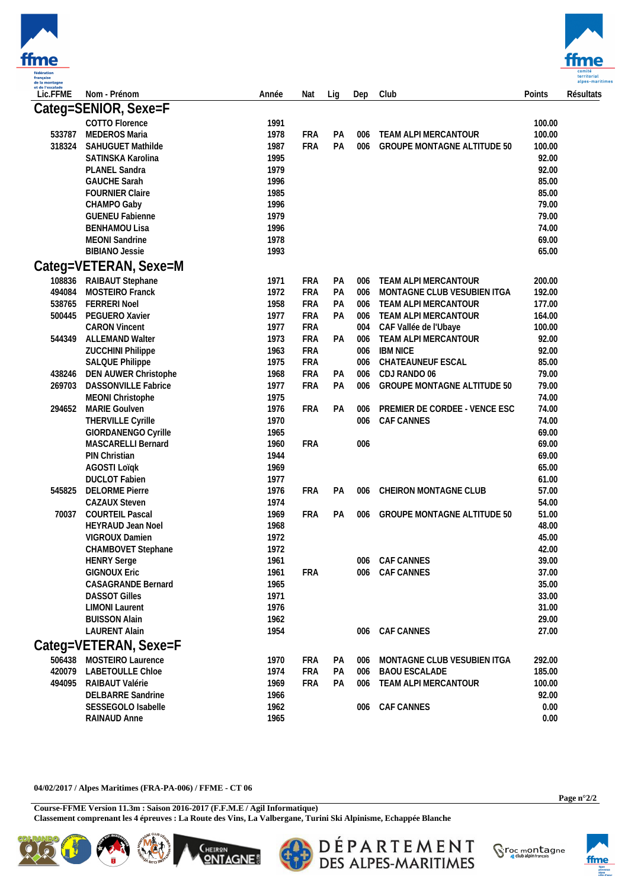| Lic.FFME | Nom - Prénom | Année | Nat | Lig | Dep | Club | Points | Résultats |
|---|---|---|---|---|---|---|---|---|

## Categ=SENIOR, Sexe=F

| Lic.FFME | Nom - Prénom | Année | Nat | Lig | Dep | Club | Points | Résultats |
|---|---|---|---|---|---|---|---|---|
| | COTTO Florence | 1991 | | | | | 100.00 | |
| 533787 | MEDEROS Maria | 1978 | FRA | PA | 006 | TEAM ALPI MERCANTOUR | 100.00 | |
| 318324 | SAHUGUET Mathilde | 1987 | FRA | PA | 006 | GROUPE MONTAGNE ALTITUDE 50 | 100.00 | |
| | SATINSKA Karolina | 1995 | | | | | 92.00 | |
| | PLANEL Sandra | 1979 | | | | | 92.00 | |
| | GAUCHE Sarah | 1996 | | | | | 85.00 | |
| | FOURNIER Claire | 1985 | | | | | 85.00 | |
| | CHAMPO Gaby | 1996 | | | | | 79.00 | |
| | GUENEU Fabienne | 1979 | | | | | 79.00 | |
| | BENHAMOU Lisa | 1996 | | | | | 74.00 | |
| | MEONI Sandrine | 1978 | | | | | 69.00 | |
| | BIBIANO Jessie | 1993 | | | | | 65.00 | |

## Categ=VETERAN, Sexe=M

| Lic.FFME | Nom - Prénom | Année | Nat | Lig | Dep | Club | Points | Résultats |
|---|---|---|---|---|---|---|---|---|
| 108836 | RAIBAUT Stephane | 1971 | FRA | PA | 006 | TEAM ALPI MERCANTOUR | 200.00 | |
| 494084 | MOSTEIRO Franck | 1972 | FRA | PA | 006 | MONTAGNE CLUB VESUBIEN ITGA | 192.00 | |
| 538765 | FERRERI Noel | 1958 | FRA | PA | 006 | TEAM ALPI MERCANTOUR | 177.00 | |
| 500445 | PEGUERO Xavier | 1977 | FRA | PA | 006 | TEAM ALPI MERCANTOUR | 164.00 | |
| | CARON Vincent | 1977 | FRA | | 004 | CAF Vallée de l'Ubaye | 100.00 | |
| 544349 | ALLEMAND Walter | 1973 | FRA | PA | 006 | TEAM ALPI MERCANTOUR | 92.00 | |
| | ZUCCHINI Philippe | 1963 | FRA | | 006 | IBM NICE | 92.00 | |
| | SALQUE Philippe | 1975 | FRA | | 006 | CHATEAUNEUF ESCAL | 85.00 | |
| 438246 | DEN AUWER Christophe | 1968 | FRA | PA | 006 | CDJ RANDO 06 | 79.00 | |
| 269703 | DASSONVILLE Fabrice | 1977 | FRA | PA | 006 | GROUPE MONTAGNE ALTITUDE 50 | 79.00 | |
| | MEONI Christophe | 1975 | | | | | 74.00 | |
| 294652 | MARIE Goulven | 1976 | FRA | PA | 006 | PREMIER DE CORDEE - VENCE ESC | 74.00 | |
| | THERVILLE Cyrille | 1970 | | | 006 | CAF CANNES | 74.00 | |
| | GIORDANENGO Cyrille | 1965 | | | | | 69.00 | |
| | MASCARELLI Bernard | 1960 | FRA | | 006 | | 69.00 | |
| | PIN Christian | 1944 | | | | | 69.00 | |
| | AGOSTI Loïqk | 1969 | | | | | 65.00 | |
| | DUCLOT Fabien | 1977 | | | | | 61.00 | |
| 545825 | DELORME Pierre | 1976 | FRA | PA | 006 | CHEIRON MONTAGNE CLUB | 57.00 | |
| | CAZAUX Steven | 1974 | | | | | 54.00 | |
| 70037 | COURTEIL Pascal | 1969 | FRA | PA | 006 | GROUPE MONTAGNE ALTITUDE 50 | 51.00 | |
| | HEYRAUD Jean Noel | 1968 | | | | | 48.00 | |
| | VIGROUX Damien | 1972 | | | | | 45.00 | |
| | CHAMBOVET Stephane | 1972 | | | | | 42.00 | |
| | HENRY Serge | 1961 | | | 006 | CAF CANNES | 39.00 | |
| | GIGNOUX Eric | 1961 | FRA | | 006 | CAF CANNES | 37.00 | |
| | CASAGRANDE Bernard | 1965 | | | | | 35.00 | |
| | DASSOT Gilles | 1971 | | | | | 33.00 | |
| | LIMONI Laurent | 1976 | | | | | 31.00 | |
| | BUISSON Alain | 1962 | | | | | 29.00 | |
| | LAURENT Alain | 1954 | | | 006 | CAF CANNES | 27.00 | |

## Categ=VETERAN, Sexe=F

| Lic.FFME | Nom - Prénom | Année | Nat | Lig | Dep | Club | Points | Résultats |
|---|---|---|---|---|---|---|---|---|
| 506438 | MOSTEIRO Laurence | 1970 | FRA | PA | 006 | MONTAGNE CLUB VESUBIEN ITGA | 292.00 | |
| 420079 | LABETOULLE Chloe | 1974 | FRA | PA | 006 | BAOU ESCALADE | 185.00 | |
| 494095 | RAIBAUT Valérie | 1969 | FRA | PA | 006 | TEAM ALPI MERCANTOUR | 100.00 | |
| | DELBARRE Sandrine | 1966 | | | | | 92.00 | |
| | SESSEGOLO Isabelle | 1962 | | | 006 | CAF CANNES | 0.00 | |
| | RAINAUD Anne | 1965 | | | | | 0.00 | |

**04/02/2017 / Alpes Maritimes (FRA-PA-006) / FFME - CT 06**

**Course-FFME Version 11.3m : Saison 2016-2017 (F.F.M.E / Agil Informatique)**
**Classement comprenant les 4 épreuves : La Route des Vins, La Valbergane, Turini Ski Alpinisme, Echappée Blanche**